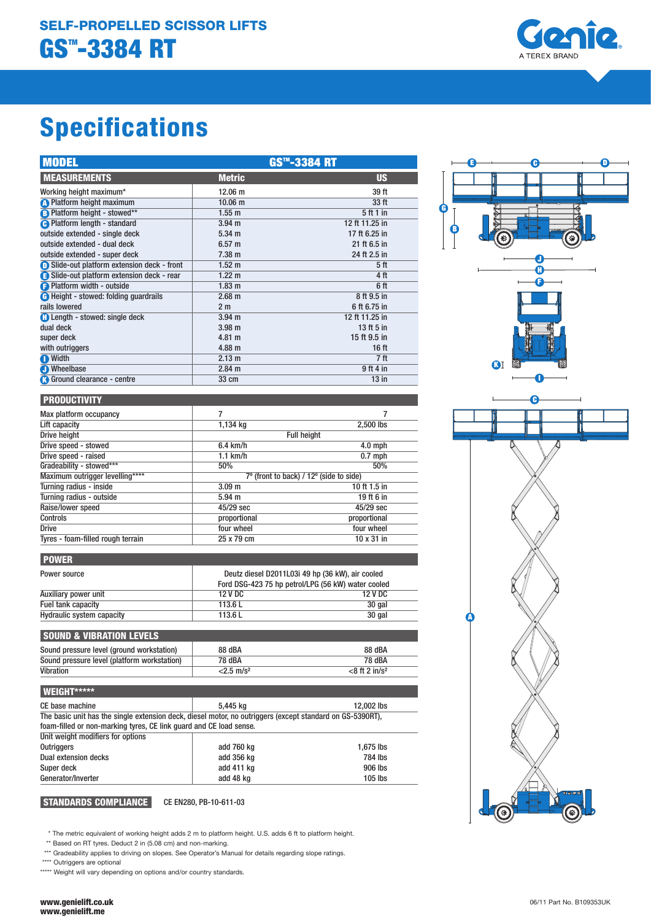SELF-PROPELLED SCISSOR LIFTS

# GS™-3384 RT

Genie A TEREX BRAND

## Specifications

| MODEL | GS™-3384 RT | |
|---|---|---|
| **MEASUREMENTS** | **Metric** | **US** |
| Working height maximum* | 12.06 m | 39 ft |
| A Platform height maximum | 10.06 m | 33 ft |
| B Platform height - stowed** | 1.55 m | 5 ft 1 in |
| C Platform length - standard | 3.94 m | 12 ft 11.25 in |
| outside extended - single deck | 5.34 m | 17 ft 6.25 in |
| outside extended - dual deck | 6.57 m | 21 ft 6.5 in |
| outside extended - super deck | 7.38 m | 24 ft 2.5 in |
| D Slide-out platform extension deck - front | 1.52 m | 5 ft |
| E Slide-out platform extension deck - rear | 1.22 m | 4 ft |
| F Platform width - outside | 1.83 m | 6 ft |
| G Height - stowed: folding guardrails | 2.68 m | 8 ft 9.5 in |
| rails lowered | 2 m | 6 ft 6.75 in |
| H Length - stowed: single deck | 3.94 m | 12 ft 11.25 in |
| dual deck | 3.98 m | 13 ft 5 in |
| super deck | 4.81 m | 15 ft 9.5 in |
| with outriggers | 4.88 m | 16 ft |
| I Width | 2.13 m | 7 ft |
| J Wheelbase | 2.84 m | 9 ft 4 in |
| K Ground clearance - centre | 33 cm | 13 in |

| PRODUCTIVITY | | |
|---|---|---|
| Max platform occupancy | 7 | 7 |
| Lift capacity | 1,134 kg | 2,500 lbs |
| Drive height | Full height | |
| Drive speed - stowed | 6.4 km/h | 4.0 mph |
| Drive speed - raised | 1.1 km/h | 0.7 mph |
| Gradeability - stowed*** | 50% | 50% |
| Maximum outrigger levelling**** | 7º (front to back) / 12º (side to side) | |
| Turning radius - inside | 3.09 m | 10 ft 1.5 in |
| Turning radius - outside | 5.94 m | 19 ft 6 in |
| Raise/lower speed | 45/29 sec | 45/29 sec |
| Controls | proportional | proportional |
| Drive | four wheel | four wheel |
| Tyres - foam-filled rough terrain | 25 x 79 cm | 10 x 31 in |

| POWER | | |
|---|---|---|
| Power source | Deutz diesel D2011L03i 49 hp (36 kW), air cooled<br>Ford DSG-423 75 hp petrol/LPG (56 kW) water cooled | |
| Auxiliary power unit | 12 V DC | 12 V DC |
| Fuel tank capacity | 113.6 L | 30 gal |
| Hydraulic system capacity | 113.6 L | 30 gal |

| SOUND & VIBRATION LEVELS | | |
|---|---|---|
| Sound pressure level (ground workstation) | 88 dBA | 88 dBA |
| Sound pressure level (platform workstation) | 78 dBA | 78 dBA |
| Vibration | <2.5 m/s² | <8 ft 2 in/s² |

| WEIGHT***** | | |
|---|---|---|
| CE base machine | 5,445 kg | 12,002 lbs |
| The basic unit has the single extension deck, diesel motor, no outriggers (except standard on GS-5390RT), foam-filled or non-marking tyres, CE link guard and CE load sense. | | |
| Unit weight modifiers for options | | |
| Outriggers | add 760 kg | 1,675 lbs |
| Dual extension decks | add 356 kg | 784 lbs |
| Super deck | add 411 kg | 906 lbs |
| Generator/Inverter | add 48 kg | 105 lbs |

**STANDARDS COMPLIANCE** CE EN280, PB-10-611-03

\* The metric equivalent of working height adds 2 m to platform height. U.S. adds 6 ft to platform height.
\*\* Based on RT tyres. Deduct 2 in (5.08 cm) and non-marking.
\*\*\* Gradeability applies to driving on slopes. See Operator's Manual for details regarding slope ratings.
\*\*\*\* Outriggers are optional
\*\*\*\*\* Weight will vary depending on options and/or country standards.

www.genielift.co.uk
www.genielift.me

06/11 Part No. B109353UK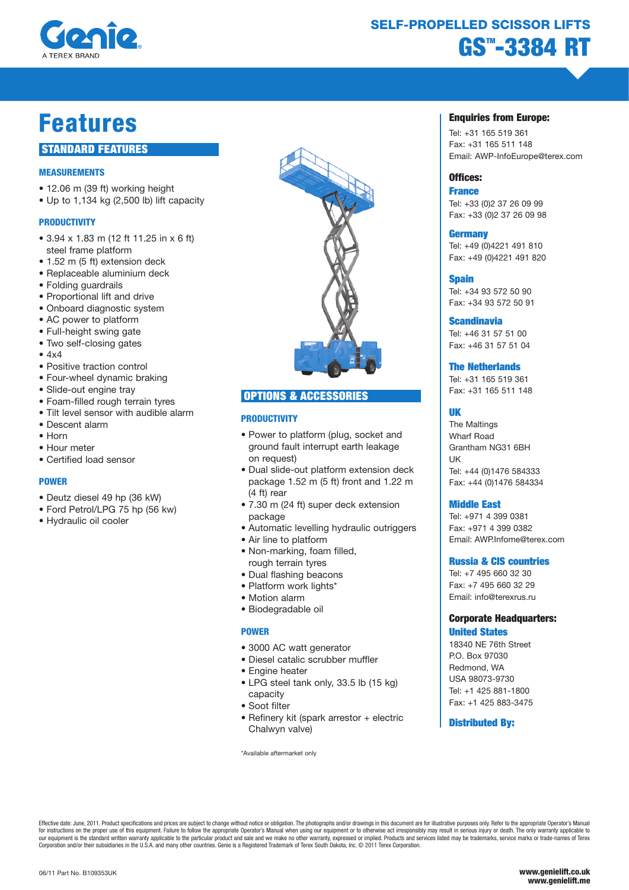# SELF-PROPELLED SCISSOR LIFTS

# GS™-3384 RT

# Features

## STANDARD FEATURES

### MEASUREMENTS

- 12.06 m (39 ft) working height
- Up to 1,134 kg (2,500 lb) lift capacity

### PRODUCTIVITY

- 3.94 x 1.83 m (12 ft 11.25 in x 6 ft) steel frame platform
- 1.52 m (5 ft) extension deck
- Replaceable aluminium deck
- Folding guardrails
- Proportional lift and drive
- Onboard diagnostic system
- AC power to platform
- Full-height swing gate
- Two self-closing gates
- 4x4
- Positive traction control
- Four-wheel dynamic braking
- Slide-out engine tray
- Foam-filled rough terrain tyres
- Tilt level sensor with audible alarm
- Descent alarm
- Horn
- Hour meter
- Certified load sensor

### POWER

- Deutz diesel 49 hp (36 kW)
- Ford Petrol/LPG 75 hp (56 kw)
- Hydraulic oil cooler

## OPTIONS & ACCESSORIES

### PRODUCTIVITY

- Power to platform (plug, socket and ground fault interrupt earth leakage on request)
- Dual slide-out platform extension deck package 1.52 m (5 ft) front and 1.22 m (4 ft) rear
- 7.30 m (24 ft) super deck extension package
- Automatic levelling hydraulic outriggers
- Air line to platform
- Non-marking, foam filled, rough terrain tyres
- Dual flashing beacons
- Platform work lights*
- Motion alarm
- Biodegradable oil

### POWER

- 3000 AC watt generator
- Diesel catalic scrubber muffler
- Engine heater
- LPG steel tank only, 33.5 lb (15 kg) capacity
- Soot filter
- Refinery kit (spark arrestor + electric Chalwyn valve)

*Available aftermarket only

### Enquiries from Europe:

Tel: +31 165 519 361
Fax: +31 165 511 148
Email: AWP-InfoEurope@terex.com

### Offices:

**France**
Tel: +33 (0)2 37 26 09 99
Fax: +33 (0)2 37 26 09 98

**Germany**
Tel: +49 (0)4221 491 810
Fax: +49 (0)4221 491 820

**Spain**
Tel: +34 93 572 50 90
Fax: +34 93 572 50 91

**Scandinavia**
Tel: +46 31 57 51 00
Fax: +46 31 57 51 04

**The Netherlands**
Tel: +31 165 519 361
Fax: +31 165 511 148

**UK**
The Maltings
Wharf Road
Grantham NG31 6BH
UK
Tel: +44 (0)1476 584333
Fax: +44 (0)1476 584334

**Middle East**
Tel: +971 4 399 0381
Fax: +971 4 399 0382
Email: AWP.Infome@terex.com

**Russia & CIS countries**
Tel: +7 495 660 32 30
Fax: +7 495 660 32 29
Email: info@terexrus.ru

### Corporate Headquarters:

**United States**
18340 NE 76th Street
P.O. Box 97030
Redmond, WA
USA 98073-9730
Tel: +1 425 881-1800
Fax: +1 425 883-3475

**Distributed By:**

Effective date: June, 2011. Product specifications and prices are subject to change without notice or obligation. The photographs and/or drawings in this document are for illustrative purposes only. Refer to the appropriate Operator's Manual for instructions on the proper use of this equipment. Failure to follow the appropriate Operator's Manual when using our equipment or to otherwise act irresponsibly may result in serious injury or death. The only warranty applicable to our equipment is the standard written warranty applicable to the particular product and sale and we make no other warranty, expressed or implied. Products and services listed may be trademarks, service marks or trade-names of Terex Corporation and/or their subsidiaries in the U.S.A. and many other countries. Genie is a Registered Trademark of Terex South Dakota, Inc. © 2011 Terex Corporation.

06/11 Part No. B109353UK

www.genielift.co.uk
www.genielift.me